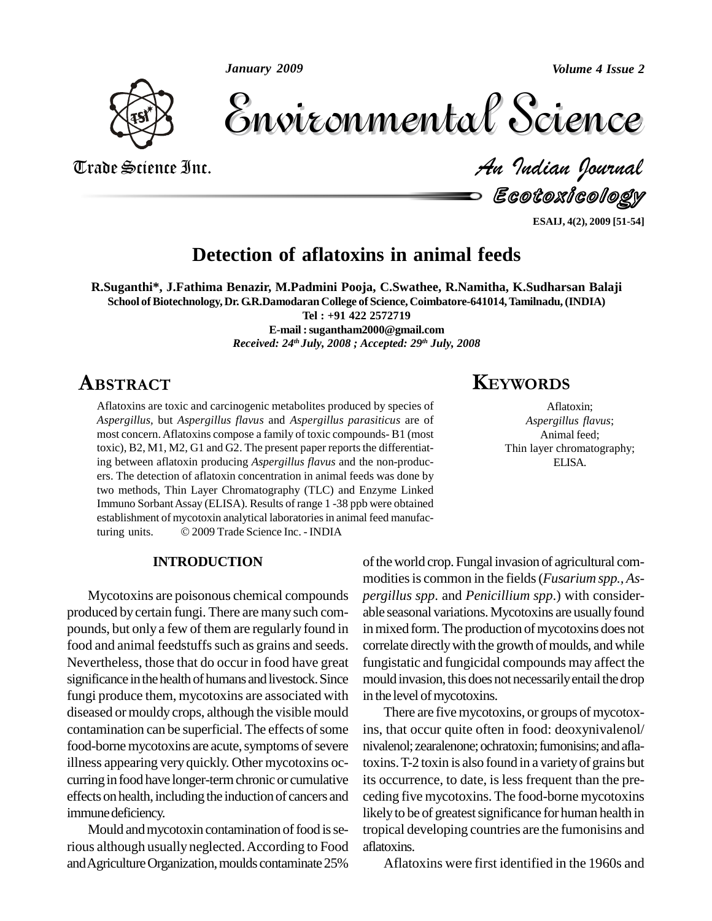# Detection of aflatoxins in animal feeds

**R.Suganthi\*, J.Fathima Benazir, M.Padmini Pooja, C.Swathee, R.Namitha, K.Sudharsan Balaji**

**School of Biotechnology, Dr. G.R.Damodaran College of Science, Coimbatore-641014, Tamilnadu, (INDIA)**

**Tel : +91 422 2572719**

**E-mail : sugantham2000@gmail.com**

*Received: 24th July, 2008 ; Accepted: 29th July, 2008*

## ABSTRACT

Aflatoxins are toxic and carcinogenic metabolites produced by species of *Aspergillus*, but *Aspergillus flavus* and *Aspergillus parasiticus* are of most concern. Aflatoxins compose a family of toxic compounds- B1 (most toxic), B2, M1, M2, G1 and G2. The present paper reports the differentiating between aflatoxin producing *Aspergillus flavus* and the non-producers. The detection of aflatoxin concentration in animal feeds was done by two methods, Thin Layer Chromatography (TLC) and Enzyme Linked Immuno Sorbant Assay (ELISA). Results of range 1 -38 ppb were obtained establishment of mycotoxin analytical laboratories in animal feed manufacturing units. © 2009 Trade Science Inc. - INDIA

## KEYWORDS

Aflatoxin;
*Aspergillus flavus*;
Animal feed;
Thin layer chromatography;
ELISA.

## INTRODUCTION

Mycotoxins are poisonous chemical compounds produced by certain fungi. There are many such compounds, but only a few of them are regularly found in food and animal feedstuffs such as grains and seeds. Nevertheless, those that do occur in food have great significance in the health of humans and livestock. Since fungi produce them, mycotoxins are associated with diseased or mouldy crops, although the visible mould contamination can be superficial. The effects of some food-borne mycotoxins are acute, symptoms of severe illness appearing very quickly. Other mycotoxins occurring in food have longer-term chronic or cumulative effects on health, including the induction of cancers and immune deficiency.

Mould and mycotoxin contamination of food is serious although usually neglected. According to Food and Agriculture Organization, moulds contaminate 25% of the world crop. Fungal invasion of agricultural commodities is common in the fields (*Fusarium spp.*, *Aspergillus spp.* and *Penicillium spp.*) with considerable seasonal variations. Mycotoxins are usually found in mixed form. The production of mycotoxins does not correlate directly with the growth of moulds, and while fungistatic and fungicidal compounds may affect the mould invasion, this does not necessarily entail the drop in the level of mycotoxins.

There are five mycotoxins, or groups of mycotoxins, that occur quite often in food: deoxynivalenol/nivalenol; zearalenone; ochratoxin; fumonisins; and aflatoxins. T-2 toxin is also found in a variety of grains but its occurrence, to date, is less frequent than the preceding five mycotoxins. The food-borne mycotoxins likely to be of greatest significance for human health in tropical developing countries are the fumonisins and aflatoxins.

Aflatoxins were first identified in the 1960s and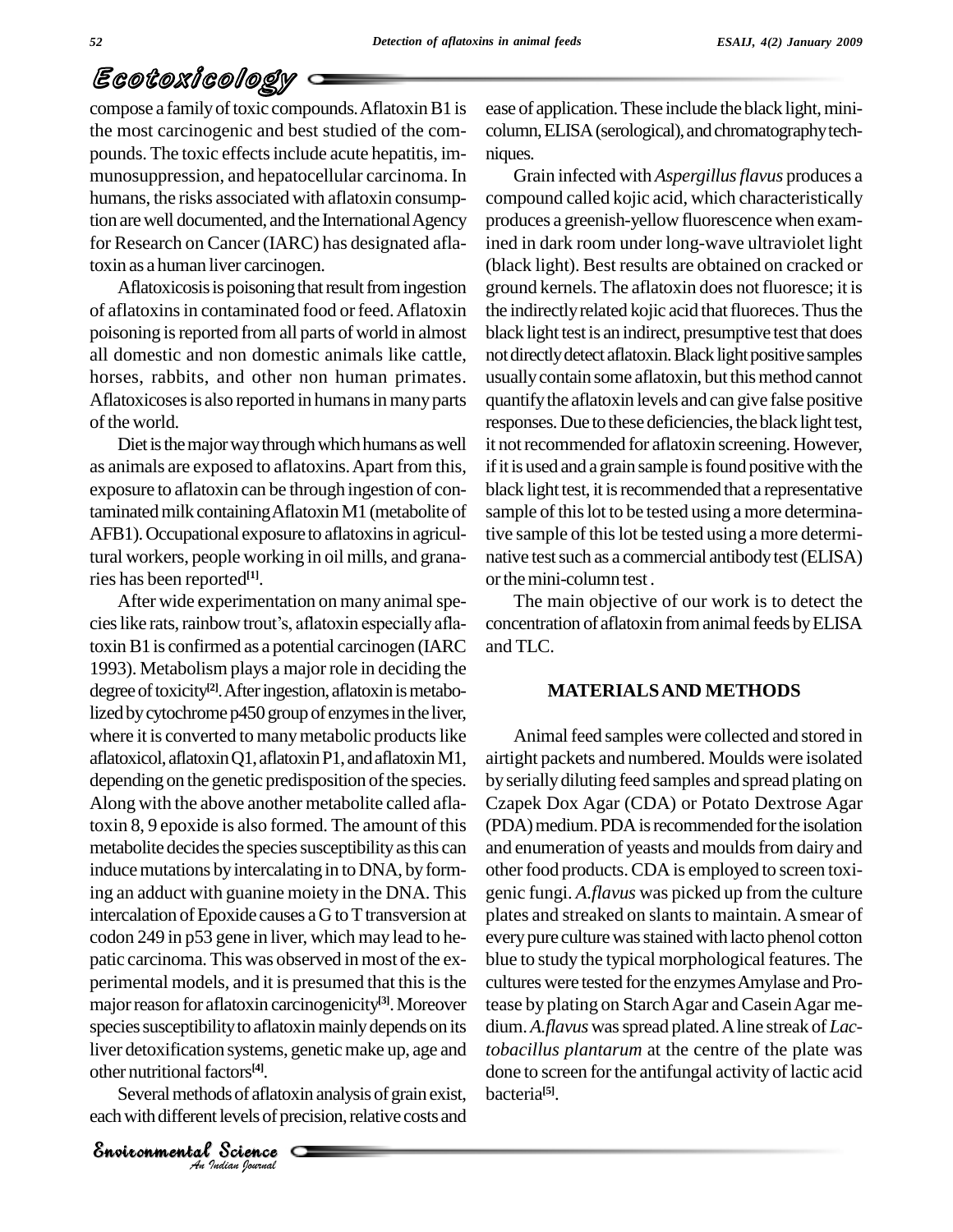compose a family of toxic compounds. Aflatoxin B1 is the most carcinogenic and best studied of the compounds. The toxic effects include acute hepatitis, immunosuppression, and hepatocellular carcinoma. In humans, the risks associated with aflatoxin consumption are well documented, and the International Agency for Research on Cancer (IARC) has designated aflatoxin as a human liver carcinogen.

Aflatoxicosis is poisoning that result from ingestion of aflatoxins in contaminated food or feed. Aflatoxin poisoning is reported from all parts of world in almost all domestic and non domestic animals like cattle, horses, rabbits, and other non human primates. Aflatoxicoses is also reported in humans in many parts of the world.

Diet is the major way through which humans as well as animals are exposed to aflatoxins. Apart from this, exposure to aflatoxin can be through ingestion of contaminated milk containing Aflatoxin M1 (metabolite of AFB1). Occupational exposure to aflatoxins in agricultural workers, people working in oil mills, and granaries has been reported[1].

After wide experimentation on many animal species like rats, rainbow trout's, aflatoxin especially aflatoxin B1 is confirmed as a potential carcinogen (IARC 1993). Metabolism plays a major role in deciding the degree of toxicity[2]. After ingestion, aflatoxin is metabolized by cytochrome p450 group of enzymes in the liver, where it is converted to many metabolic products like aflatoxicol, aflatoxin Q1, aflatoxin P1, and aflatoxin M1, depending on the genetic predisposition of the species. Along with the above another metabolite called aflatoxin 8, 9 epoxide is also formed. The amount of this metabolite decides the species susceptibility as this can induce mutations by intercalating in to DNA, by forming an adduct with guanine moiety in the DNA. This intercalation of Epoxide causes a G to T transversion at codon 249 in p53 gene in liver, which may lead to hepatic carcinoma. This was observed in most of the experimental models, and it is presumed that this is the major reason for aflatoxin carcinogenicity[3]. Moreover species susceptibility to aflatoxin mainly depends on its liver detoxification systems, genetic make up, age and other nutritional factors[4].

Several methods of aflatoxin analysis of grain exist, each with different levels of precision, relative costs and ease of application. These include the black light, mini-column, ELISA (serological), and chromatography techniques.

Grain infected with *Aspergillus flavus* produces a compound called kojic acid, which characteristically produces a greenish-yellow fluorescence when examined in dark room under long-wave ultraviolet light (black light). Best results are obtained on cracked or ground kernels. The aflatoxin does not fluoresce; it is the indirectly related kojic acid that fluoreces. Thus the black light test is an indirect, presumptive test that does not directly detect aflatoxin. Black light positive samples usually contain some aflatoxin, but this method cannot quantify the aflatoxin levels and can give false positive responses. Due to these deficiencies, the black light test, it not recommended for aflatoxin screening. However, if it is used and a grain sample is found positive with the black light test, it is recommended that a representative sample of this lot to be tested using a more determinative sample of this lot be tested using a more determinative test such as a commercial antibody test (ELISA) or the mini-column test.

The main objective of our work is to detect the concentration of aflatoxin from animal feeds by ELISA and TLC.

## MATERIALS AND METHODS

Animal feed samples were collected and stored in airtight packets and numbered. Moulds were isolated by serially diluting feed samples and spread plating on Czapek Dox Agar (CDA) or Potato Dextrose Agar (PDA) medium. PDA is recommended for the isolation and enumeration of yeasts and moulds from dairy and other food products. CDA is employed to screen toxigenic fungi. *A.flavus* was picked up from the culture plates and streaked on slants to maintain. A smear of every pure culture was stained with lacto phenol cotton blue to study the typical morphological features. The cultures were tested for the enzymes Amylase and Protease by plating on Starch Agar and Casein Agar medium. *A.flavus* was spread plated. A line streak of *Lactobacillus plantarum* at the centre of the plate was done to screen for the antifungal activity of lactic acid bacteria[5].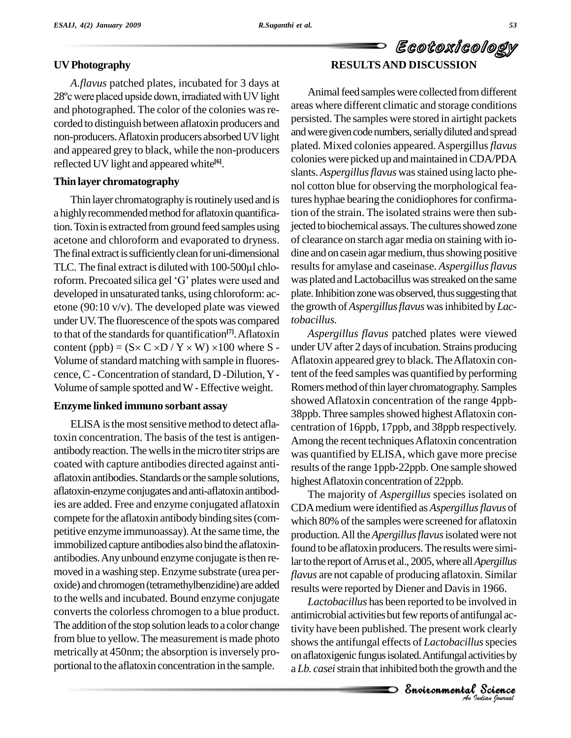## UV Photography

*A.flavus* patched plates, incubated for 3 days at 28ºc were placed upside down, irradiated with UV light and photographed. The color of the colonies was recorded to distinguish between aflatoxin producers and non-producers. Aflatoxin producers absorbed UV light and appeared grey to black, while the non-producers reflected UV light and appeared white[6].

## Thin layer chromatography

Thin layer chromatography is routinely used and is a highly recommended method for aflatoxin quantification. Toxin is extracted from ground feed samples using acetone and chloroform and evaporated to dryness. The final extract is sufficiently clean for uni-dimensional TLC. The final extract is diluted with 100-500µl chloroform. Precoated silica gel 'G' plates were used and developed in unsaturated tanks, using chloroform: acetone (90:10 v/v). The developed plate was viewed under UV. The fluorescence of the spots was compared to that of the standards for quantification[7]. Aflatoxin content (ppb) = $(S\times C \times D / Y \times W) \times 100$ where S - Volume of standard matching with sample in fluorescence, C - Concentration of standard, D -Dilution, Y - Volume of sample spotted and W - Effective weight.

## Enzyme linked immuno sorbant assay

ELISA is the most sensitive method to detect aflatoxin concentration. The basis of the test is antigen-antibody reaction. The wells in the micro titer strips are coated with capture antibodies directed against anti-aflatoxin antibodies. Standards or the sample solutions, aflatoxin-enzyme conjugates and anti-aflatoxin antibodies are added. Free and enzyme conjugated aflatoxin compete for the aflatoxin antibody binding sites (competitive enzyme immunoassay). At the same time, the immobilized capture antibodies also bind the aflatoxin-antibodies. Any unbound enzyme conjugate is then removed in a washing step. Enzyme substrate (urea peroxide) and chromogen (tetramethylbenzidine) are added to the wells and incubated. Bound enzyme conjugate converts the colorless chromogen to a blue product. The addition of the stop solution leads to a color change from blue to yellow. The measurement is made photo metrically at 450nm; the absorption is inversely proportional to the aflatoxin concentration in the sample.

## RESULTS AND DISCUSSION

Animal feed samples were collected from different areas where different climatic and storage conditions persisted. The samples were stored in airtight packets and were given code numbers, serially diluted and spread plated. Mixed colonies appeared. Aspergillus *flavus* colonies were picked up and maintained in CDA/PDA slants. *Aspergillus flavus* was stained using lacto phenol cotton blue for observing the morphological features hyphae bearing the conidiophores for confirmation of the strain. The isolated strains were then subjected to biochemical assays. The cultures showed zone of clearance on starch agar media on staining with iodine and on casein agar medium, thus showing positive results for amylase and caseinase. *Aspergillus flavus* was plated and Lactobacillus was streaked on the same plate. Inhibition zone was observed, thus suggesting that the growth of *Aspergillus flavus* was inhibited by *Lactobacillus*.

*Aspergillus flavus* patched plates were viewed under UV after 2 days of incubation. Strains producing Aflatoxin appeared grey to black. The Aflatoxin content of the feed samples was quantified by performing Romers method of thin layer chromatography. Samples showed Aflatoxin concentration of the range 4ppb-38ppb. Three samples showed highest Aflatoxin concentration of 16ppb, 17ppb, and 38ppb respectively. Among the recent techniques Aflatoxin concentration was quantified by ELISA, which gave more precise results of the range 1ppb-22ppb. One sample showed highest Aflatoxin concentration of 22ppb.

The majority of *Aspergillus* species isolated on CDA medium were identified as *Aspergillus flavus* of which 80% of the samples were screened for aflatoxin production. All the *Apergillus flavus* isolated were not found to be aflatoxin producers. The results were similar to the report of Arrus et al., 2005, where all *Apergillus flavus* are not capable of producing aflatoxin. Similar results were reported by Diener and Davis in 1966.

*Lactobacillus* has been reported to be involved in antimicrobial activities but few reports of antifungal activity have been published. The present work clearly shows the antifungal effects of *Lactobacillus* species on aflatoxigenic fungus isolated. Antifungal activities by a *Lb. casei* strain that inhibited both the growth and the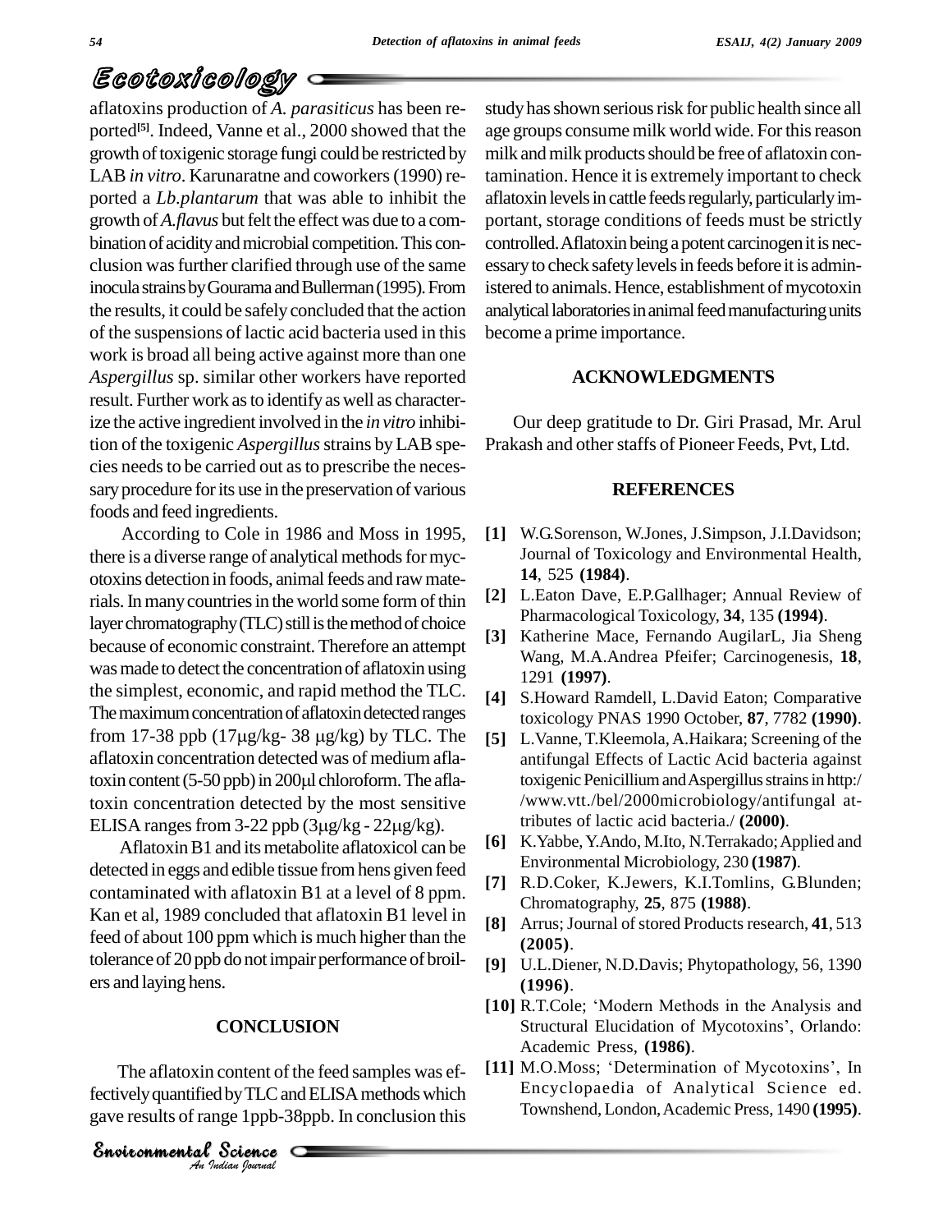aflatoxins production of *A. parasiticus* has been reported[5]. Indeed, Vanne et al., 2000 showed that the growth of toxigenic storage fungi could be restricted by LAB *in vitro*. Karunaratne and coworkers (1990) reported a *Lb.plantarum* that was able to inhibit the growth of *A.flavus* but felt the effect was due to a combination of acidity and microbial competition. This conclusion was further clarified through use of the same inocula strains by Gourama and Bullerman (1995). From the results, it could be safely concluded that the action of the suspensions of lactic acid bacteria used in this work is broad all being active against more than one *Aspergillus* sp. similar other workers have reported result. Further work as to identify as well as characterize the active ingredient involved in the *in vitro* inhibition of the toxigenic *Aspergillus* strains by LAB species needs to be carried out as to prescribe the necessary procedure for its use in the preservation of various foods and feed ingredients.

According to Cole in 1986 and Moss in 1995, there is a diverse range of analytical methods for mycotoxins detection in foods, animal feeds and raw materials. In many countries in the world some form of thin layer chromatography (TLC) still is the method of choice because of economic constraint. Therefore an attempt was made to detect the concentration of aflatoxin using the simplest, economic, and rapid method the TLC. The maximum concentration of aflatoxin detected ranges from 17-38 ppb (17μg/kg- 38 μg/kg) by TLC. The aflatoxin concentration detected was of medium aflatoxin content (5-50 ppb) in 200μl chloroform. The aflatoxin concentration detected by the most sensitive ELISA ranges from 3-22 ppb (3μg/kg - 22μg/kg).

Aflatoxin B1 and its metabolite aflatoxicol can be detected in eggs and edible tissue from hens given feed contaminated with aflatoxin B1 at a level of 8 ppm. Kan et al, 1989 concluded that aflatoxin B1 level in feed of about 100 ppm which is much higher than the tolerance of 20 ppb do not impair performance of broilers and laying hens.

## CONCLUSION

The aflatoxin content of the feed samples was effectively quantified by TLC and ELISA methods which gave results of range 1ppb-38ppb. In conclusion this study has shown serious risk for public health since all age groups consume milk world wide. For this reason milk and milk products should be free of aflatoxin contamination. Hence it is extremely important to check aflatoxin levels in cattle feeds regularly, particularly important, storage conditions of feeds must be strictly controlled. Aflatoxin being a potent carcinogen it is necessary to check safety levels in feeds before it is administered to animals. Hence, establishment of mycotoxin analytical laboratories in animal feed manufacturing units become a prime importance.

## ACKNOWLEDGMENTS

Our deep gratitude to Dr. Giri Prasad, Mr. Arul Prakash and other staffs of Pioneer Feeds, Pvt, Ltd.

## REFERENCES

[1] W.G.Sorenson, W.Jones, J.Simpson, J.I.Davidson; Journal of Toxicology and Environmental Health, **14**, 525 **(1984)**.

[2] L.Eaton Dave, E.P.Gallhager; Annual Review of Pharmacological Toxicology, **34**, 135 **(1994)**.

[3] Katherine Mace, Fernando AugilarL, Jia Sheng Wang, M.A.Andrea Pfeifer; Carcinogenesis, **18**, 1291 **(1997)**.

[4] S.Howard Ramdell, L.David Eaton; Comparative toxicology PNAS 1990 October, **87**, 7782 **(1990)**.

[5] L.Vanne, T.Kleemola, A.Haikara; Screening of the antifungal Effects of Lactic Acid bacteria against toxigenic Penicillium and Aspergillus strains in http://www.vtt./bel/2000microbiology/antifungal attributes of lactic acid bacteria./ **(2000)**.

[6] K.Yabbe, Y.Ando, M.Ito, N.Terrakado; Applied and Environmental Microbiology, 230 **(1987)**.

[7] R.D.Coker, K.Jewers, K.I.Tomlins, G.Blunden; Chromatography, **25**, 875 **(1988)**.

[8] Arrus; Journal of stored Products research, **41**, 513 **(2005)**.

[9] U.L.Diener, N.D.Davis; Phytopathology, 56, 1390 **(1996)**.

[10] R.T.Cole; 'Modern Methods in the Analysis and Structural Elucidation of Mycotoxins', Orlando: Academic Press, **(1986)**.

[11] M.O.Moss; 'Determination of Mycotoxins', In Encyclopaedia of Analytical Science ed. Townshend, London, Academic Press, 1490 **(1995)**.